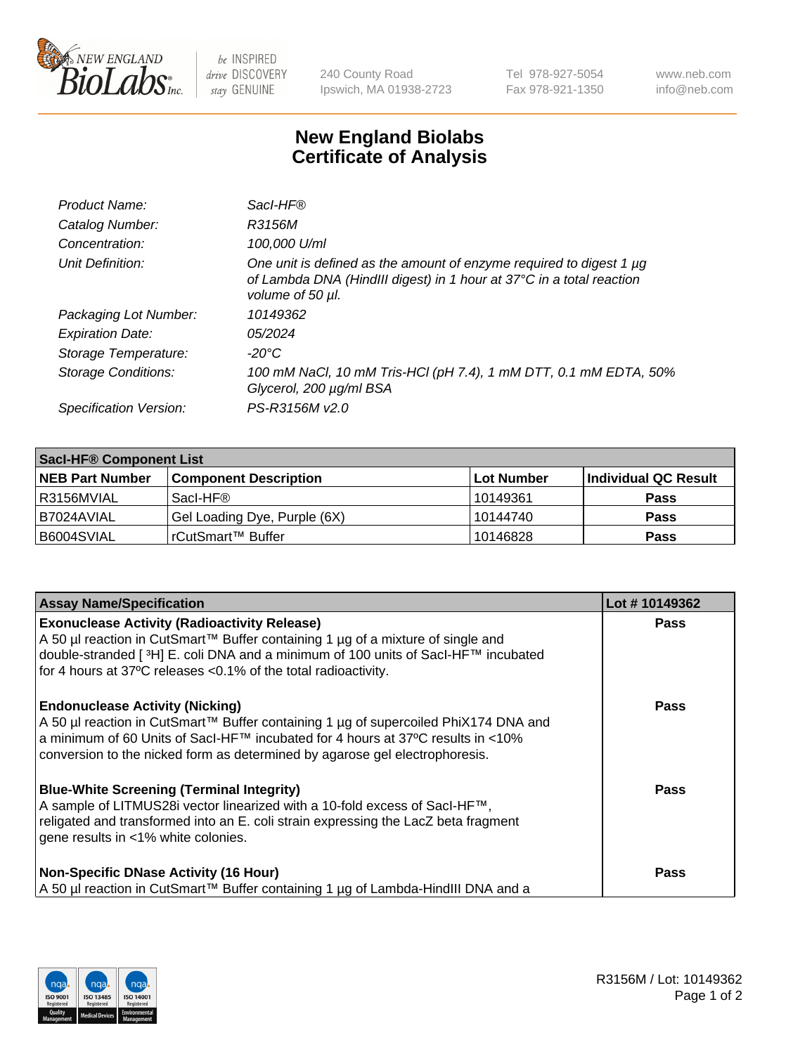NEW ENGLAND BioLabs Inc. — be INSPIRED drive DISCOVERY stay GENUINE

240 County Road
Ipswich, MA 01938-2723

Tel 978-927-5054
Fax 978-921-1350

www.neb.com
info@neb.com

# New England Biolabs
# Certificate of Analysis

| | |
|---|---|
| *Product Name:* | *SacI-HF®* |
| *Catalog Number:* | *R3156M* |
| *Concentration:* | *100,000 U/ml* |
| *Unit Definition:* | *One unit is defined as the amount of enzyme required to digest 1 µg of Lambda DNA (HindIII digest) in 1 hour at 37°C in a total reaction volume of 50 µl.* |
| *Packaging Lot Number:* | *10149362* |
| *Expiration Date:* | *05/2024* |
| *Storage Temperature:* | *-20°C* |
| *Storage Conditions:* | *100 mM NaCl, 10 mM Tris-HCl (pH 7.4), 1 mM DTT, 0.1 mM EDTA, 50% Glycerol, 200 µg/ml BSA* |
| *Specification Version:* | *PS-R3156M v2.0* |

| SacI-HF® Component List | | | |
|---|---|---|---|
| **NEB Part Number** | **Component Description** | **Lot Number** | **Individual QC Result** |
| R3156MVIAL | SacI-HF® | 10149361 | **Pass** |
| B7024AVIAL | Gel Loading Dye, Purple (6X) | 10144740 | **Pass** |
| B6004SVIAL | rCutSmart™ Buffer | 10146828 | **Pass** |

| Assay Name/Specification | Lot # 10149362 |
|---|---|
| **Exonuclease Activity (Radioactivity Release)**<br>A 50 µl reaction in CutSmart™ Buffer containing 1 µg of a mixture of single and double-stranded [ $^3$H] E. coli DNA and a minimum of 100 units of SacI-HF™ incubated for 4 hours at 37ºC releases <0.1% of the total radioactivity. | **Pass** |
| **Endonuclease Activity (Nicking)**<br>A 50 µl reaction in CutSmart™ Buffer containing 1 µg of supercoiled PhiX174 DNA and a minimum of 60 Units of SacI-HF™ incubated for 4 hours at 37ºC results in <10% conversion to the nicked form as determined by agarose gel electrophoresis. | **Pass** |
| **Blue-White Screening (Terminal Integrity)**<br>A sample of LITMUS28i vector linearized with a 10-fold excess of SacI-HF™, religated and transformed into an E. coli strain expressing the LacZ beta fragment gene results in <1% white colonies. | **Pass** |
| **Non-Specific DNase Activity (16 Hour)**<br>A 50 µl reaction in CutSmart™ Buffer containing 1 µg of Lambda-HindIII DNA and a | **Pass** |

R3156M / Lot: 10149362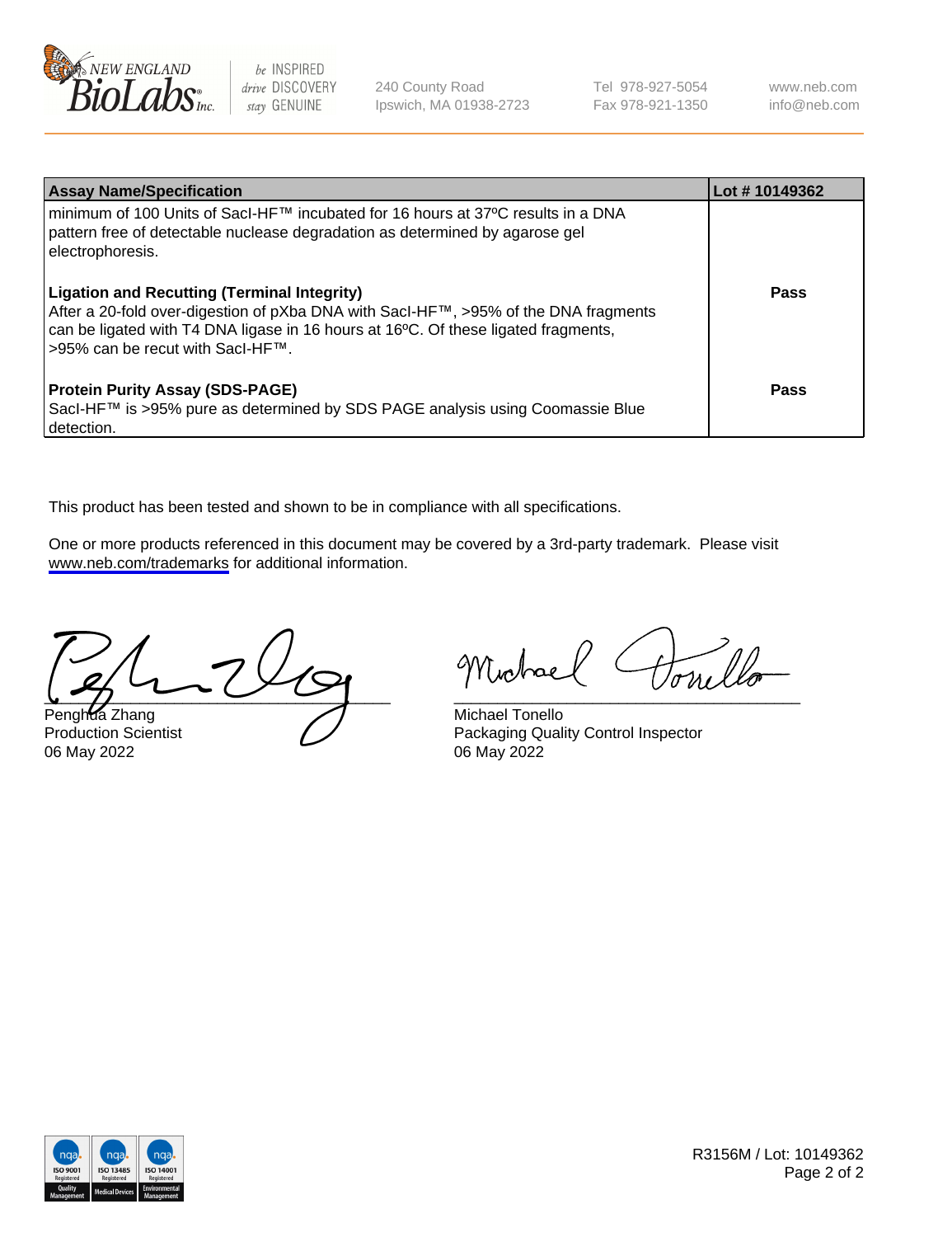| Assay Name/Specification | Lot # 10149362 |
|---|---|
| minimum of 100 Units of SacI-HF™ incubated for 16 hours at 37ºC results in a DNA pattern free of detectable nuclease degradation as determined by agarose gel electrophoresis. | |
| **Ligation and Recutting (Terminal Integrity)** After a 20-fold over-digestion of pXba DNA with SacI-HF™, >95% of the DNA fragments can be ligated with T4 DNA ligase in 16 hours at 16ºC. Of these ligated fragments, >95% can be recut with SacI-HF™. | **Pass** |
| **Protein Purity Assay (SDS-PAGE)** SacI-HF™ is >95% pure as determined by SDS PAGE analysis using Coomassie Blue detection. | **Pass** |

This product has been tested and shown to be in compliance with all specifications.

One or more products referenced in this document may be covered by a 3rd-party trademark. Please visit www.neb.com/trademarks for additional information.

Penghua Zhang
Production Scientist
06 May 2022

Michael Tonello
Packaging Quality Control Inspector
06 May 2022

R3156M / Lot: 10149362